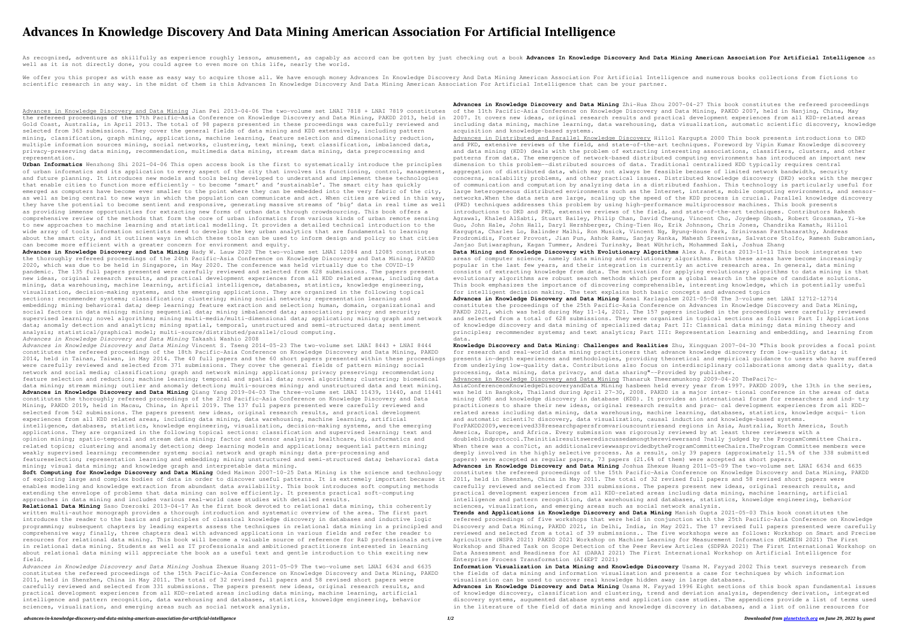# Advances In Knowledge Discovery And Data Mining American Association For Artificial Intelligence

As recognized, adventure as skillfully as experience roughly lesson, amusement, as capably as accord can be gotten by just checking out a book **Advances In Knowledge Discovery And Data Mining American Association For Artificial Intelligence** as well as it is not directly done, you could agree to even more on this life, nearly the world.

We offer you this proper as with ease as easy way to acquire those all. We have enough money Advances In Knowledge Discovery And Data Mining American Association For Artificial Intelligence and numerous books collections from fictions to scientific research in any way. in the midst of them is this Advances In Knowledge Discovery And Data Mining American Association For Artificial Intelligence that can be your partner.

Advances in Knowledge Discovery and Data Mining Jian Pei 2013-04-06 The two-volume set LNAI 7818 + LNAI 7819 constitutes the refereed proceedings of the 17th Pacific-Asia Conference on Knowledge Discovery and Data Mining, PAKDD 2013, held in Gold Coast, Australia, in April 2013. The total of 98 papers presented in these proceedings was carefully reviewed and selected from 363 submissions. They cover the general fields of data mining and KDD extensively, including pattern mining, classification, graph mining, applications, machine learning, feature selection and dimensionality reduction, multiple information sources mining, social networks, clustering, text mining, text classification, imbalanced data, privacy-preserving data mining, recommendation, multimedia data mining, stream data mining, data preprocessing and representation.

**Urban Informatics** Wenzhong Shi 2021-04-06 This open access book is the first to systematically introduce the principles of urban informatics and its application to every aspect of the city that involves its functioning, control, management, and future planning. It introduces new models and tools being developed to understand and implement these technologies that enable cities to function more efficiently – to become 'smart' and 'sustainable'. The smart city has quickly emerged as computers have become ever smaller to the point where they can be embedded into the very fabric of the city, as well as being central to new ways in which the population can communicate and act. When cities are wired in this way, they have the potential to become sentient and responsive, generating massive streams of 'big' data in real time as well as providing immense opportunities for extracting new forms of urban data through crowdsourcing. This book offers a comprehensive review of the methods that form the core of urban informatics from various kinds of urban remote sensing to new approaches to machine learning and statistical modelling. It provides a detailed technical introduction to the wide array of tools information scientists need to develop the key urban analytics that are fundamental to learning about the smart city, and it outlines ways in which these tools can be used to inform design and policy so that cities can become more efficient with a greater concern for environment and equity.

**Advances in Knowledge Discovery and Data Mining** Hady W. Lauw 2020 The two-volume set LNAI 12084 and 12085 constitutes the thoroughly refereed proceedings of the 24th Pacific-Asia Conference on Knowledge Discovery and Data Mining, PAKDD 2020, which was due to be held in Singapore, in May 2020. The conference was held virtually due to the COVID-19 pandemic. The 135 full papers presented were carefully reviewed and selected from 628 submissions. The papers present new ideas, original research results, and practical development experiences from all KDD related areas, including data mining, data warehousing, machine learning, artificial intelligence, databases, statistics, knowledge engineering, visualization, decision-making systems, and the emerging applications. They are organized in the following topical sections: recommender systems; classification; clustering; mining social networks; representation learning and embedding; mining behavioral data; deep learning; feature extraction and selection; human, domain, organizational and social factors in data mining; mining sequential data; mining imbalanced data; association; privacy and security; supervised learning; novel algorithms; mining multi-media/multi-dimensional data; application; mining graph and network data; anomaly detection and analytics; mining spatial, temporal, unstructured and semi-structured data; sentiment analysis; statistical/graphical model; multi-source/distributed/parallel/cloud computing.

*Advances in Knowledge Discovery and Data Mining* Takashi Washio 2008

*Advances in Knowledge Discovery and Data Mining* Vincent S. Tseng 2014-05-23 The two-volume set LNAI 8443 + LNAI 8444 constitutes the refereed proceedings of the 18th Pacific-Asia Conference on Knowledge Discovery and Data Mining, PAKDD 2014, held in Tainan, Taiwan, in May 2014. The 40 full papers and the 60 short papers presented within these proceedings were carefully reviewed and selected from 371 submissions. They cover the general fields of pattern mining; social network and social media; classification; graph and network mining; applications; privacy preserving; recommendation; feature selection and reduction; machine learning; temporal and spatial data; novel algorithms; clustering; biomedical data mining; stream mining; outlier and anomaly detection; multi-sources mining; and unstructured data and text mining.

**Advances in Knowledge Discovery and Data Mining** Qiang Yang 2019-04-03 The three-volume set LNAI 11439, 11440, and 11441 constitutes the thoroughly refereed proceedings of the 23rd Pacific-Asia Conference on Knowledge Discovery and Data Mining, PAKDD 2019, held in Macau, China, in April 2019. The 137 full papers presented were carefully reviewed and selected from 542 submissions. The papers present new ideas, original research results, and practical development experiences from all KDD related areas, including data mining, data warehousing, machine learning, artificial intelligence, databases, statistics, knowledge engineering, visualization, decision-making systems, and the emerging applications. They are organized in the following topical sections: classification and supervised learning; text and opinion mining; spatio-temporal and stream data mining; factor and tensor analysis; healthcare, bioinformatics and related topics; clustering and anomaly detection; deep learning models and applications; sequential pattern mining; weakly supervised learning; recommender system; social network and graph mining; data pre-processing and featureselection; representation learning and embedding; mining unstructured and semi-structured data; behavioral data mining; visual data mining; and knowledge graph and interpretable data mining.

**Soft Computing for Knowledge Discovery and Data Mining** Oded Maimon 2007-10-25 Data Mining is the science and technology of exploring large and complex bodies of data in order to discover useful patterns. It is extremely important because it enables modeling and knowledge extraction from abundant data availability. This book introduces soft computing methods extending the envelope of problems that data mining can solve efficiently. It presents practical soft-computing approaches in data mining and includes various real-world case studies with detailed results.

**Relational Data Mining** Saso Dzeroski 2013-04-17 As the first book devoted to relational data mining, this coherently written multi-author monograph provides a thorough introduction and systematic overview of the area. The first part introduces the reader to the basics and principles of classical knowledge discovery in databases and inductive logic programming; subsequent chapters by leading experts assess the techniques in relational data mining in a principled and comprehensive way; finally, three chapters deal with advanced applications in various fields and refer the reader to resources for relational data mining. This book will become a valuable source of reference for R&D professionals active in relational data mining. Students as well as IT professionals and ambitioned practitioners interested in learning about relational data mining will appreciate the book as a useful text and gentle introduction to this exciting new field.

*Advances in Knowledge Discovery and Data Mining* Joshua Zhexue Huang 2011-05-09 The two-volume set LNAI 6634 and 6635 constitutes the refereed proceedings of the 15th Pacific-Asia Conference on Knowledge Discovery and Data Mining, PAKDD 2011, held in Shenzhen, China in May 2011. The total of 32 revised full papers and 58 revised short papers were carefully reviewed and selected from 331 submissions. The papers present new ideas, original research results, and practical development experiences from all KDD-related areas including data mining, machine learning, artificial intelligence and pattern recognition, data warehousing and databases, statistics, knoweldge engineering, behavior sciences, visualization, and emerging areas such as social network analysis.

**Advances in Knowledge Discovery and Data Mining** Zhi-Hua Zhou 2007-04-27 This book constitutes the refereed proceedings of the 11th Pacific-Asia Conference on Knowledge Discovery and Data Mining, PAKDD 2007, held in Nanjing, China, May 2007. It covers new ideas, original research results and practical development experiences from all KDD-related areas including data mining, machine learning, data warehousing, data visualization, automatic scientific discovery, knowledge acquisition and knowledge-based systems.

Advances in Distributed and Parallel Knowledge Discovery Hillol Kargupta 2000 This book presents introductions to DKD and PKD, extensive reviews of the field, and state-of-the-art techniques. Foreword by Vipin Kumar Knowledge discovery and data mining (KDD) deals with the problem of extracting interesting associations, classifiers, clusters, and other patterns from data. The emergence of network-based distributed computing environments has introduced an important new dimension to this problem--distributed sources of data. Traditional centralized KDD typically requires central aggregation of distributed data, which may not always be feasible because of limited network bandwidth, security concerns, scalability problems, and other practical issues. Distributed knowledge discovery (DKD) works with the merger of communication and computation by analyzing data in a distributed fashion. This technology is particularly useful for large heterogeneous distributed environments such as the Internet, intranets, mobile computing environments, and sensor-networks.When the data sets are large, scaling up the speed of the KDD process is crucial. Parallel knowledge discovery (PKD) techniques addresses this problem by using high-performance multiprocessor machines. This book presents introductions to DKD and PKD, extensive reviews of the field, and state-of-the-art techniques. Contributors Rakesh Agrawal, Khaled AlSabti, Stuart Bailey, Philip Chan, David Cheung, Vincent Cho, Joydeep Ghosh, Robert Grossman, Yi-ke Guo, John Hale, John Hall, Daryl Hershberger, Ching-Tien Ho, Erik Johnson, Chris Jones, Chandrika Kamath, Hillol Kargupta, Charles Lo, Balinder Malhi, Ron Musick, Vincent Ng, Byung-Hoon Park, Srinivasan Parthasarathy, Andreas Prodromidis, Foster Provost, Jian Pun, Ashok Ramu, Sanjay Ranka, Mahesh Sreenivas, Salvatore Stolfo, Ramesh Subramonian, Janjao Sutiwaraphun, Kagan Tummer, Andrei Turinsky, Beat Wüthrich, Mohammed Zaki, Joshua Zhang

**Data Mining and Knowledge Discovery with Evolutionary Algorithms** Alex A. Freitas 2013-11-11 This book integrates two areas of computer science, namely data mining and evolutionary algorithms. Both these areas have become increasingly popular in the last few years, and their integration is currently an active research area. In general, data mining consists of extracting knowledge from data. The motivation for applying evolutionary algorithms to data mining is that evolutionary algorithms are robust search methods which perform a global search in the space of candidate solutions. This book emphasizes the importance of discovering comprehensible, interesting knowledge, which is potentially useful for intelligent decision making. The text explains both basic concepts and advanced topics

**Advances in Knowledge Discovery and Data Mining** Kamal Karlapalem 2021-05-08 The 3-volume set LNAI 12712-12714 constitutes the proceedings of the 25th Pacific-Asia Conference on Advances in Knowledge Discovery and Data Mining, PAKDD 2021, which was held during May 11-14, 2021. The 157 papers included in the proceedings were carefully reviewed and selected from a total of 628 submissions. They were organized in topical sections as follows: Part I: Applications of knowledge discovery and data mining of specialized data; Part II: Classical data mining; data mining theory and principles; recommender systems; and text analytics; Part III: Representation learning and embedding, and learning from data.

**Knowledge Discovery and Data Mining: Challenges and Realities** Zhu, Xingquan 2007-04-30 "This book provides a focal point for research and real-world data mining practitioners that advance knowledge discovery from low-quality data; it presents in-depth experiences and methodologies, providing theoretical and empirical guidance to users who have suffered from underlying low-quality data. Contributions also focus on interdisciplinary collaborations among data quality, data processing, data mining, data privacy, and data sharing"--Provided by publisher.

Advances in Knowledge Discovery and Data Mining Thanaruk Theeramunkong 2009-04-20 ThePaci?c-AsiaConferenceonKnowledgeDiscoveryandData Mining hasbeen held every year from 1997. PAKDD 2009, the 13th in the series, was held in Bangkok, Thailand during April 27–30, 2008. PAKDD is a major inter- tional conference in the areas of data mining (DM) and knowledge discovery in database (KDD). It provides an international forum for researchers and ind- try practitioners to share their new ideas, original research results and prac- cal development experiences from all KDD-related areas including data mining, data warehousing, machine learning, databases, statistics, knowledge acqui- tion and automatic scienti?c discovery, data visualization, causal induction and knowledge-based systems. ForPAKDD2009,wereceived338researchpapersfromvariouscountriesand regions in Asia, Australia, North America, South America, Europe, and Africa. Every submission was rigorously reviewed by at least three reviewers with a doubleblindprotocol.Theinitialresultswerediscussedamongthereviewersand ?nally judged by the ProgramCommittee Chairs. When there was a con?ict, an additionalreviewwasprovidedbytheProgramCommitteeChairs.TheProgram Committee members were deeply involved in the highly selective process. As a result, only 39 papers (approximately 11.5% of the 338 submitted papers) were accepted as regular papers, 73 papers (21.6% of them) were accepted as short papers.

**Advances in Knowledge Discovery and Data Mining** Joshua Zhexue Huang 2011-05-09 The two-volume set LNAI 6634 and 6635 constitutes the refereed proceedings of the 15th Pacific-Asia Conference on Knowledge Discovery and Data Mining, PAKDD 2011, held in Shenzhen, China in May 2011. The total of 32 revised full papers and 58 revised short papers were carefully reviewed and selected from 331 submissions. The papers present new ideas, original research results, and practical development experiences from all KDD-related areas including data mining, machine learning, artificial intelligence and pattern recognition, data warehousing and databases, statistics, knoweldge engineering, behavior sciences, visualization, and emerging areas such as social network analysis.

**Trends and Applications in Knowledge Discovery and Data Mining** Manish Gupta 2021-05-03 This book constitutes the refereed proceedings of five workshops that were held in conjunction with the 25th Pacific-Asia Conference on Knowledge Discovery and Data Mining, PAKDD 2021, in Delhi, India, in May 2021. The 17 revised full papers presented were carefully reviewed and selected from a total of 39 submissions.. The five workshops were as follows: Workshop on Smart and Precise Agriculture (WSPA 2021) PAKDD 2021 Workshop on Machine Learning for Measurement Informatics (MLMEIN 2021) The First Workshop and Shared Task on Scope Detection of the Peer Review Articles (SDPRA 2021) The First International Workshop on Data Assessment and Readiness for AI (DARAI 2021) The First International Workshop on Artificial Intelligence for Enterprise Process Transformation (AI4EPT 2021)

**Information Visualization in Data Mining and Knowledge Discovery** Usama M. Fayyad 2002 This text surveys research from the fields of data mining and information visualisation and presents a case for techniques by which information visualisation can be used to uncover real knowledge hidden away in large databases.

**Advances in Knowledge Discovery and Data Mining** Usama M. Fayyad 1996 Eight sections of this book span fundamental issues of knowledge discovery, classification and clustering, trend and deviation analysis, dependency derivation, integrated discovery systems, augumented database systems and application case studies. The appendices provide a list of terms used in the literature of the field of data mining and knowledge discovery in databases, and a list of online resources for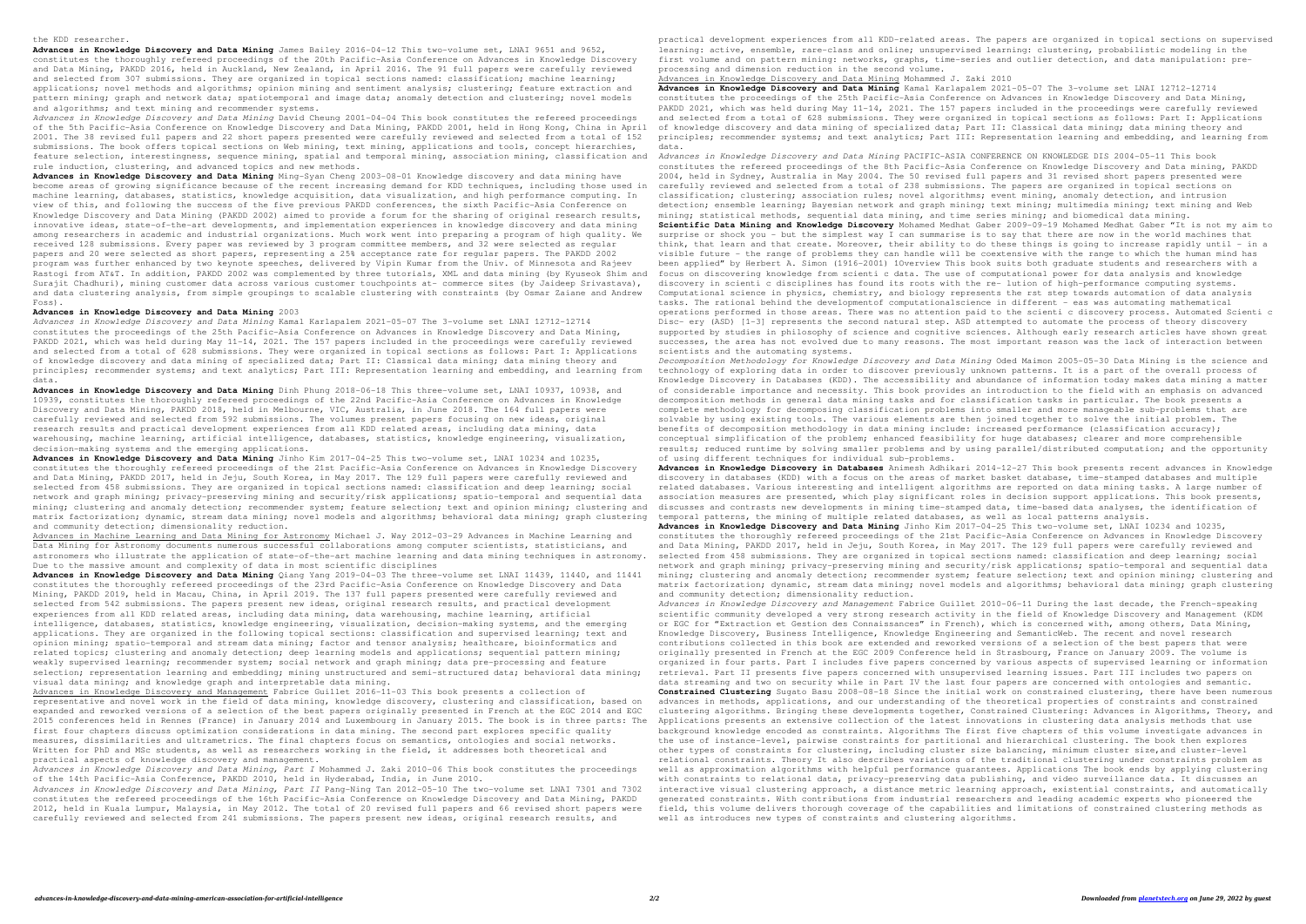the KDD researcher.

**Advances in Knowledge Discovery and Data Mining** James Bailey 2016-04-12 This two-volume set, LNAI 9651 and 9652, constitutes the thoroughly refereed proceedings of the 20th Pacific-Asia Conference on Advances in Knowledge Discovery and Data Mining, PAKDD 2016, held in Auckland, New Zealand, in April 2016. The 91 full papers were carefully reviewed and selected from 307 submissions. They are organized in topical sections named: classification; machine learning; applications; novel methods and algorithms; opinion mining and sentiment analysis; clustering; feature extraction and pattern mining; graph and network data; spatiotemporal and image data; anomaly detection and clustering; novel models and algorithms; and text mining and recommender systems.

*Advances in Knowledge Discovery and Data Mining* David Cheung 2001-04-04 This book constitutes the refereed proceedings of the 5th Pacific-Asia Conference on Knowledge Discovery and Data Mining, PAKDD 2001, held in Hong Kong, China in April 2001. The 38 revised full papers and 22 short papers presented were carefully reviewed and selected from a total of 152 submissions. The book offers topical sections on Web mining, text mining, applications and tools, concept hierarchies, feature selection, interestingness, sequence mining, spatial and temporal mining, association mining, classification and rule induction, clustering, and advanced topics and new methods.

**Advances in Knowledge Discovery and Data Mining** Ming-Syan Cheng 2003-08-01 Knowledge discovery and data mining have become areas of growing significance because of the recent increasing demand for KDD techniques, including those used in machine learning, databases, statistics, knowledge acquisition, data visualization, and high performance computing. In view of this, and following the success of the five previous PAKDD conferences, the sixth Pacific-Asia Conference on Knowledge Discovery and Data Mining (PAKDD 2002) aimed to provide a forum for the sharing of original research results, innovative ideas, state-of-the-art developments, and implementation experiences in knowledge discovery and data mining among researchers in academic and industrial organizations. Much work went into preparing a program of high quality. We received 128 submissions. Every paper was reviewed by 3 program committee members, and 32 were selected as regular papers and 20 were selected as short papers, representing a 25% acceptance rate for regular papers. The PAKDD 2002 program was further enhanced by two keynote speeches, delivered by Vipin Kumar from the Univ. of Minnesota and Rajeev Rastogi from AT&T. In addition, PAKDD 2002 was complemented by three tutorials, XML and data mining (by Kyuseok Shim and Surajit Chadhuri), mining customer data across various customer touchpoints at- commerce sites (by Jaideep Srivastava), and data clustering analysis, from simple groupings to scalable clustering with constraints (by Osmar Zaiane and Andrew Foss).

**Advances in Knowledge Discovery and Data Mining** 2003

*Advances in Knowledge Discovery and Data Mining* Kamal Karlapalem 2021-05-07 The 3-volume set LNAI 12712-12714 constitutes the proceedings of the 25th Pacific-Asia Conference on Advances in Knowledge Discovery and Data Mining, PAKDD 2021, which was held during May 11-14, 2021. The 157 papers included in the proceedings were carefully reviewed and selected from a total of 628 submissions. They were organized in topical sections as follows: Part I: Applications of knowledge discovery and data mining of specialized data; Part II: Classical data mining; data mining theory and principles; recommender systems; and text analytics; Part III: Representation learning and embedding, and learning from data.

**Advances in Knowledge Discovery and Data Mining** Dinh Phung 2018-06-18 This three-volume set, LNAI 10937, 10938, and 10939, constitutes the thoroughly refereed proceedings of the 22nd Pacific-Asia Conference on Advances in Knowledge Discovery and Data Mining, PAKDD 2018, held in Melbourne, VIC, Australia, in June 2018. The 164 full papers were carefully reviewed and selected from 592 submissions. The volumes present papers focusing on new ideas, original research results and practical development experiences from all KDD related areas, including data mining, data warehousing, machine learning, artificial intelligence, databases, statistics, knowledge engineering, visualization, decision-making systems and the emerging applications.

**Advances in Knowledge Discovery and Data Mining** Jinho Kim 2017-04-25 This two-volume set, LNAI 10234 and 10235, constitutes the thoroughly refereed proceedings of the 21st Pacific-Asia Conference on Advances in Knowledge Discovery and Data Mining, PAKDD 2017, held in Jeju, South Korea, in May 2017. The 129 full papers were carefully reviewed and selected from 458 submissions. They are organized in topical sections named: classification and deep learning; social network and graph mining; privacy-preserving mining and security/risk applications; spatio-temporal and sequential data mining; clustering and anomaly detection; recommender system; feature selection; text and opinion mining; clustering and matrix factorization; dynamic, stream data mining; novel models and algorithms; behavioral data mining; graph clustering and community detection; dimensionality reduction.

Advances in Machine Learning and Data Mining for Astronomy Michael J. Way 2012-03-29 Advances in Machine Learning and Data Mining for Astronomy documents numerous successful collaborations among computer scientists, statisticians, and astronomers who illustrate the application of state-of-the-art machine learning and data mining techniques in astronomy. Due to the massive amount and complexity of data in most scientific disciplines

**Advances in Knowledge Discovery and Data Mining** Qiang Yang 2019-04-03 The three-volume set LNAI 11439, 11440, and 11441 constitutes the thoroughly refereed proceedings of the 23rd Pacific-Asia Conference on Knowledge Discovery and Data Mining, PAKDD 2019, held in Macau, China, in April 2019. The 137 full papers presented were carefully reviewed and selected from 542 submissions. The papers present new ideas, original research results, and practical development experiences from all KDD related areas, including data mining, data warehousing, machine learning, artificial intelligence, databases, statistics, knowledge engineering, visualization, decision-making systems, and the emerging applications. They are organized in the following topical sections: classification and supervised learning; text and opinion mining; spatio-temporal and stream data mining; factor and tensor analysis; healthcare, bioinformatics and related topics; clustering and anomaly detection; deep learning models and applications; sequential pattern mining; weakly supervised learning; recommender system; social network and graph mining; data pre-processing and feature selection; representation learning and embedding; mining unstructured and semi-structured data; behavioral data mining; visual data mining; and knowledge graph and interpretable data mining.

Advances in Knowledge Discovery and Management Fabrice Guillet 2016-11-03 This book presents a collection of representative and novel work in the field of data mining, knowledge discovery, clustering and classification, based on expanded and reworked versions of a selection of the best papers originally presented in French at the EGC 2014 and EGC 2015 conferences held in Rennes (France) in January 2014 and Luxembourg in January 2015. The book is in three parts: The first four chapters discuss optimization considerations in data mining. The second part explores specific quality measures, dissimilarities and ultrametrics. The final chapters focus on semantics, ontologies and social networks. Written for PhD and MSc students, as well as researchers working in the field, it addresses both theoretical and practical aspects of knowledge discovery and management.

*Advances in Knowledge Discovery and Data Mining, Part I* Mohammed J. Zaki 2010-06 This book constitutes the proceedings of the 14th Pacific-Asia Conference, PAKDD 2010, held in Hyderabad, India, in June 2010.

*Advances in Knowledge Discovery and Data Mining, Part II* Pang-Ning Tan 2012-05-10 The two-volume set LNAI 7301 and 7302 constitutes the refereed proceedings of the 16th Pacific-Asia Conference on Knowledge Discovery and Data Mining, PAKDD 2012, held in Kuala Lumpur, Malaysia, in May 2012. The total of 20 revised full papers and 66 revised short papers were carefully reviewed and selected from 241 submissions. The papers present new ideas, original research results, and practical development experiences from all KDD-related areas. The papers are organized in topical sections on supervised learning: active, ensemble, rare-class and online; unsupervised learning: clustering, probabilistic modeling in the first volume and on pattern mining: networks, graphs, time-series and outlier detection, and data manipulation: pre-processing and dimension reduction in the second volume.

Advances in Knowledge Discovery and Data Mining Mohammed J. Zaki 2010

**Advances in Knowledge Discovery and Data Mining** Kamal Karlapalem 2021-05-07 The 3-volume set LNAI 12712-12714 constitutes the proceedings of the 25th Pacific-Asia Conference on Advances in Knowledge Discovery and Data Mining, PAKDD 2021, which was held during May 11-14, 2021. The 157 papers included in the proceedings were carefully reviewed and selected from a total of 628 submissions. They were organized in topical sections as follows: Part I: Applications of knowledge discovery and data mining of specialized data; Part II: Classical data mining; data mining theory and principles; recommender systems; and text analytics; Part III: Representation learning and embedding, and learning from data.

*Advances in Knowledge Discovery and Data Mining* PACIFIC-ASIA CONFERENCE ON KNOWLEDGE DIS 2004-05-11 This book constitutes the refereed proceedings of the 8th Pacific-Asia Conference on Knowledge Discovery and Data mining, PAKDD 2004, held in Sydney, Australia in May 2004. The 50 revised full papers and 31 revised short papers presented were carefully reviewed and selected from a total of 238 submissions. The papers are organized in topical sections on classification; clustering; association rules; novel algorithms; event mining, anomaly detection, and intrusion detection; ensemble learning; Bayesian network and graph mining; text mining; multimedia mining; text mining and Web mining; statistical methods, sequential data mining, and time series mining; and biomedical data mining.

**Scientific Data Mining and Knowledge Discovery** Mohamed Medhat Gaber 2009-09-19 Mohamed Medhat Gaber "It is not my aim to surprise or shock you – but the simplest way I can summarise is to say that there are now in the world machines that think, that learn and that create. Moreover, their ability to do these things is going to increase rapidly until – in a visible future – the range of problems they can handle will be coextensive with the range to which the human mind has been applied" by Herbert A. Simon (1916-2001) 1Overview This book suits both graduate students and researchers with a focus on discovering knowledge from scienti c data. The use of computational power for data analysis and knowledge discovery in scienti c disciplines has found its roots with the re- lution of high-performance computing systems. Computational science in physics, chemistry, and biology represents the rst step towards automation of data analysis tasks. The rational behind the developmentof computationalscience in different - eas was automating mathematical operations performed in those areas. There was no attention paid to the scienti c discovery process. Automated Scienti c Disc- ery (ASD) [1-3] represents the second natural step. ASD attempted to automate the process of theory discovery supported by studies in philosophy of science and cognitive sciences. Although early research articles have shown great successes, the area has not evolved due to many reasons. The most important reason was the lack of interaction between scientists and the automating systems.

*Decomposition Methodology for Knowledge Discovery and Data Mining* Oded Maimon 2005-05-30 Data Mining is the science and technology of exploring data in order to discover previously unknown patterns. It is a part of the overall process of Knowledge Discovery in Databases (KDD). The accessibility and abundance of information today makes data mining a matter of considerable importance and necessity. This book provides an introduction to the field with an emphasis on advanced decomposition methods in general data mining tasks and for classification tasks in particular. The book presents a complete methodology for decomposing classification problems into smaller and more manageable sub-problems that are solvable by using existing tools. The various elements are then joined together to solve the initial problem. The benefits of decomposition methodology in data mining include: increased performance (classification accuracy); conceptual simplification of the problem; enhanced feasibility for huge databases; clearer and more comprehensible results; reduced runtime by solving smaller problems and by using parallel/distributed computation; and the opportunity of using different techniques for individual sub-problems.

**Advances in Knowledge Discovery in Databases** Animesh Adhikari 2014-12-27 This book presents recent advances in Knowledge discovery in databases (KDD) with a focus on the areas of market basket database, time-stamped databases and multiple related databases. Various interesting and intelligent algorithms are reported on data mining tasks. A large number of association measures are presented, which play significant roles in decision support applications. This book presents, discusses and contrasts new developments in mining time-stamped data, time-based data analyses, the identification of temporal patterns, the mining of multiple related databases, as well as local patterns analysis.

**Advances in Knowledge Discovery and Data Mining** Jinho Kim 2017-04-25 This two-volume set, LNAI 10234 and 10235, constitutes the thoroughly refereed proceedings of the 21st Pacific-Asia Conference on Advances in Knowledge Discovery and Data Mining, PAKDD 2017, held in Jeju, South Korea, in May 2017. The 129 full papers were carefully reviewed and selected from 458 submissions. They are organized in topical sections named: classification and deep learning; social network and graph mining; privacy-preserving mining and security/risk applications; spatio-temporal and sequential data mining; clustering and anomaly detection; recommender system; feature selection; text and opinion mining; clustering and matrix factorization; dynamic, stream data mining; novel models and algorithms; behavioral data mining; graph clustering and community detection; dimensionality reduction.

*Advances in Knowledge Discovery and Management* Fabrice Guillet 2010-06-11 During the last decade, the French-speaking scientific community developed a very strong research activity in the field of Knowledge Discovery and Management (KDM or EGC for "Extraction et Gestion des Connaissances" in French), which is concerned with, among others, Data Mining, Knowledge Discovery, Business Intelligence, Knowledge Engineering and SemanticWeb. The recent and novel research contributions collected in this book are extended and reworked versions of a selection of the best papers that were originally presented in French at the EGC 2009 Conference held in Strasbourg, France on January 2009. The volume is organized in four parts. Part I includes five papers concerned by various aspects of supervised learning or information retrieval. Part II presents five papers concerned with unsupervised learning issues. Part III includes two papers on data streaming and two on security while in Part IV the last four papers are concerned with ontologies and semantic.

**Constrained Clustering** Sugato Basu 2008-08-18 Since the initial work on constrained clustering, there have been numerous advances in methods, applications, and our understanding of the theoretical properties of constraints and constrained clustering algorithms. Bringing these developments together, Constrained Clustering: Advances in Algorithms, Theory, and Applications presents an extensive collection of the latest innovations in clustering data analysis methods that use background knowledge encoded as constraints. Algorithms The first five chapters of this volume investigate advances in the use of instance-level, pairwise constraints for partitional and hierarchical clustering. The book then explores other types of constraints for clustering, including cluster size balancing, minimum cluster size,and cluster-level relational constraints. Theory It also describes variations of the traditional clustering under constraints problem as well as approximation algorithms with helpful performance guarantees. Applications The book ends by applying clustering with constraints to relational data, privacy-preserving data publishing, and video surveillance data. It discusses an interactive visual clustering approach, a distance metric learning approach, existential constraints, and automatically generated constraints. With contributions from industrial researchers and leading academic experts who pioneered the field, this volume delivers thorough coverage of the capabilities and limitations of constrained clustering methods as well as introduces new types of constraints and clustering algorithms.